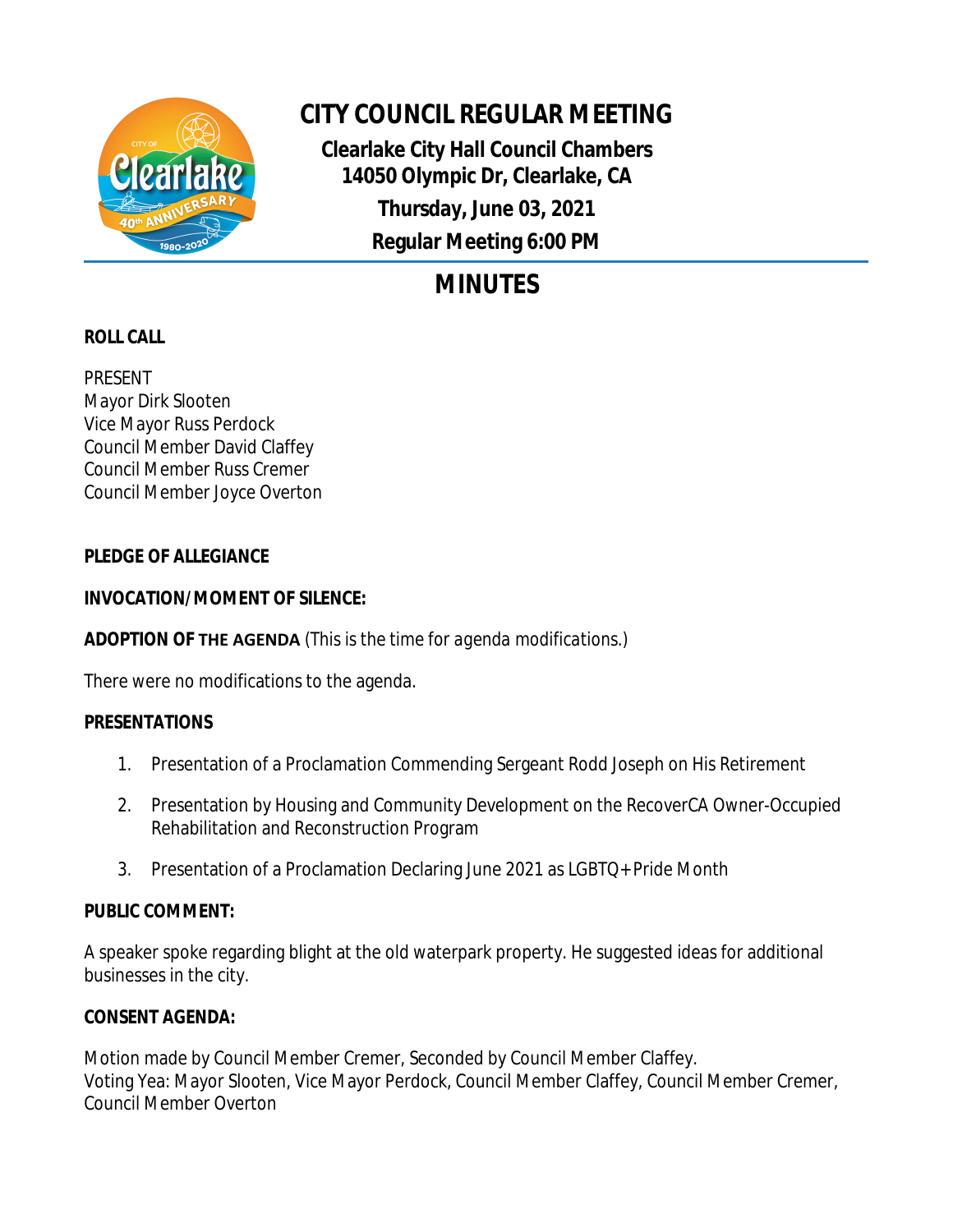# CITY COUNCIL REGULAR MEETING

**Clearlake City Hall Council Chambers**
**14050 Olympic Dr, Clearlake, CA**
**Thursday, June 03, 2021**
**Regular Meeting 6:00 PM**

## MINUTES

**ROLL CALL**

PRESENT
Mayor Dirk Slooten
Vice Mayor Russ Perdock
Council Member David Claffey
Council Member Russ Cremer
Council Member Joyce Overton

**PLEDGE OF ALLEGIANCE**

**INVOCATION/MOMENT OF SILENCE:**

**ADOPTION OF THE AGENDA** (This is the time for agenda modifications.)

There were no modifications to the agenda.

**PRESENTATIONS**

1. Presentation of a Proclamation Commending Sergeant Rodd Joseph on His Retirement
2. Presentation by Housing and Community Development on the RecoverCA Owner-Occupied Rehabilitation and Reconstruction Program
3. Presentation of a Proclamation Declaring June 2021 as LGBTQ+ Pride Month

**PUBLIC COMMENT:**

A speaker spoke regarding blight at the old waterpark property. He suggested ideas for additional businesses in the city.

**CONSENT AGENDA:**

Motion made by Council Member Cremer, Seconded by Council Member Claffey.
Voting Yea: Mayor Slooten, Vice Mayor Perdock, Council Member Claffey, Council Member Cremer, Council Member Overton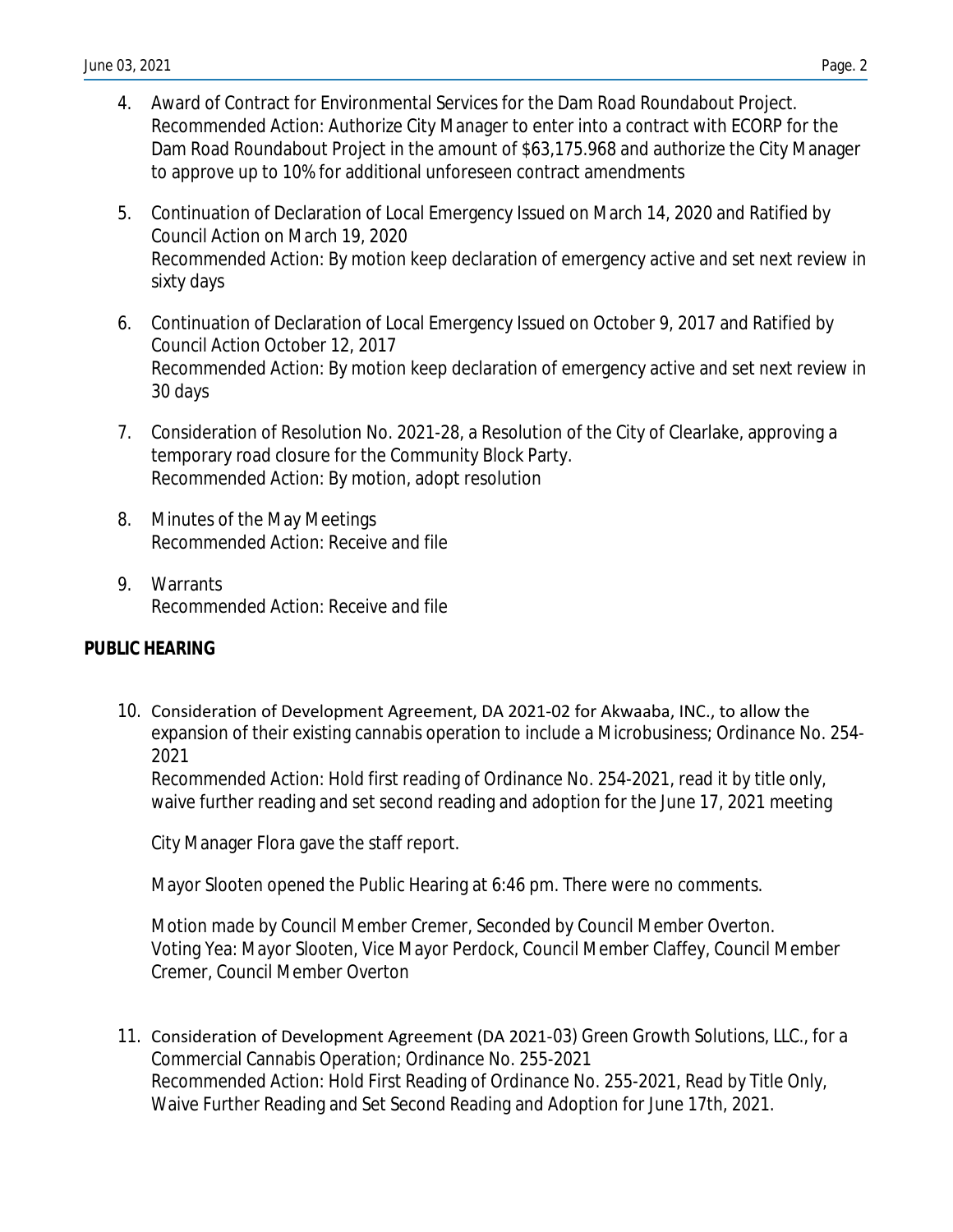4. Award of Contract for Environmental Services for the Dam Road Roundabout Project.
   Recommended Action: Authorize City Manager to enter into a contract with ECORP for the Dam Road Roundabout Project in the amount of $63,175.968 and authorize the City Manager to approve up to 10% for additional unforeseen contract amendments

5. Continuation of Declaration of Local Emergency Issued on March 14, 2020 and Ratified by Council Action on March 19, 2020
   Recommended Action: By motion keep declaration of emergency active and set next review in sixty days

6. Continuation of Declaration of Local Emergency Issued on October 9, 2017 and Ratified by Council Action October 12, 2017
   Recommended Action: By motion keep declaration of emergency active and set next review in 30 days

7. Consideration of Resolution No. 2021-28, a Resolution of the City of Clearlake, approving a temporary road closure for the Community Block Party.
   Recommended Action: By motion, adopt resolution

8. Minutes of the May Meetings
   Recommended Action: Receive and file

9. Warrants
   Recommended Action: Receive and file

**PUBLIC HEARING**

10. Consideration of Development Agreement, DA 2021-02 for Akwaaba, INC., to allow the expansion of their existing cannabis operation to include a Microbusiness; Ordinance No. 254-2021
    Recommended Action: Hold first reading of Ordinance No. 254-2021, read it by title only, waive further reading and set second reading and adoption for the June 17, 2021 meeting

    City Manager Flora gave the staff report.

    Mayor Slooten opened the Public Hearing at 6:46 pm. There were no comments.

    Motion made by Council Member Cremer, Seconded by Council Member Overton.
    Voting Yea: Mayor Slooten, Vice Mayor Perdock, Council Member Claffey, Council Member Cremer, Council Member Overton

11. Consideration of Development Agreement (DA 2021-03) Green Growth Solutions, LLC., for a Commercial Cannabis Operation; Ordinance No. 255-2021
    Recommended Action: Hold First Reading of Ordinance No. 255-2021, Read by Title Only, Waive Further Reading and Set Second Reading and Adoption for June 17th, 2021.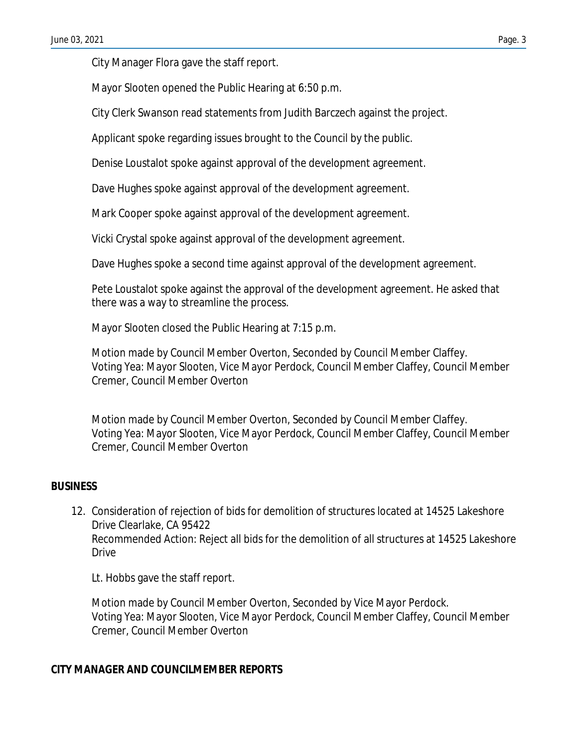City Manager Flora gave the staff report.

Mayor Slooten opened the Public Hearing at 6:50 p.m.

City Clerk Swanson read statements from Judith Barczech against the project.

Applicant spoke regarding issues brought to the Council by the public.

Denise Loustalot spoke against approval of the development agreement.

Dave Hughes spoke against approval of the development agreement.

Mark Cooper spoke against approval of the development agreement.

Vicki Crystal spoke against approval of the development agreement.

Dave Hughes spoke a second time against approval of the development agreement.

Pete Loustalot spoke against the approval of the development agreement. He asked that there was a way to streamline the process.

Mayor Slooten closed the Public Hearing at 7:15 p.m.

Motion made by Council Member Overton, Seconded by Council Member Claffey.
Voting Yea: Mayor Slooten, Vice Mayor Perdock, Council Member Claffey, Council Member Cremer, Council Member Overton

Motion made by Council Member Overton, Seconded by Council Member Claffey.
Voting Yea: Mayor Slooten, Vice Mayor Perdock, Council Member Claffey, Council Member Cremer, Council Member Overton

**BUSINESS**

12. Consideration of rejection of bids for demolition of structures located at 14525 Lakeshore Drive Clearlake, CA 95422
Recommended Action: Reject all bids for the demolition of all structures at 14525 Lakeshore Drive

    Lt. Hobbs gave the staff report.

    Motion made by Council Member Overton, Seconded by Vice Mayor Perdock.
    Voting Yea: Mayor Slooten, Vice Mayor Perdock, Council Member Claffey, Council Member Cremer, Council Member Overton

**CITY MANAGER AND COUNCILMEMBER REPORTS**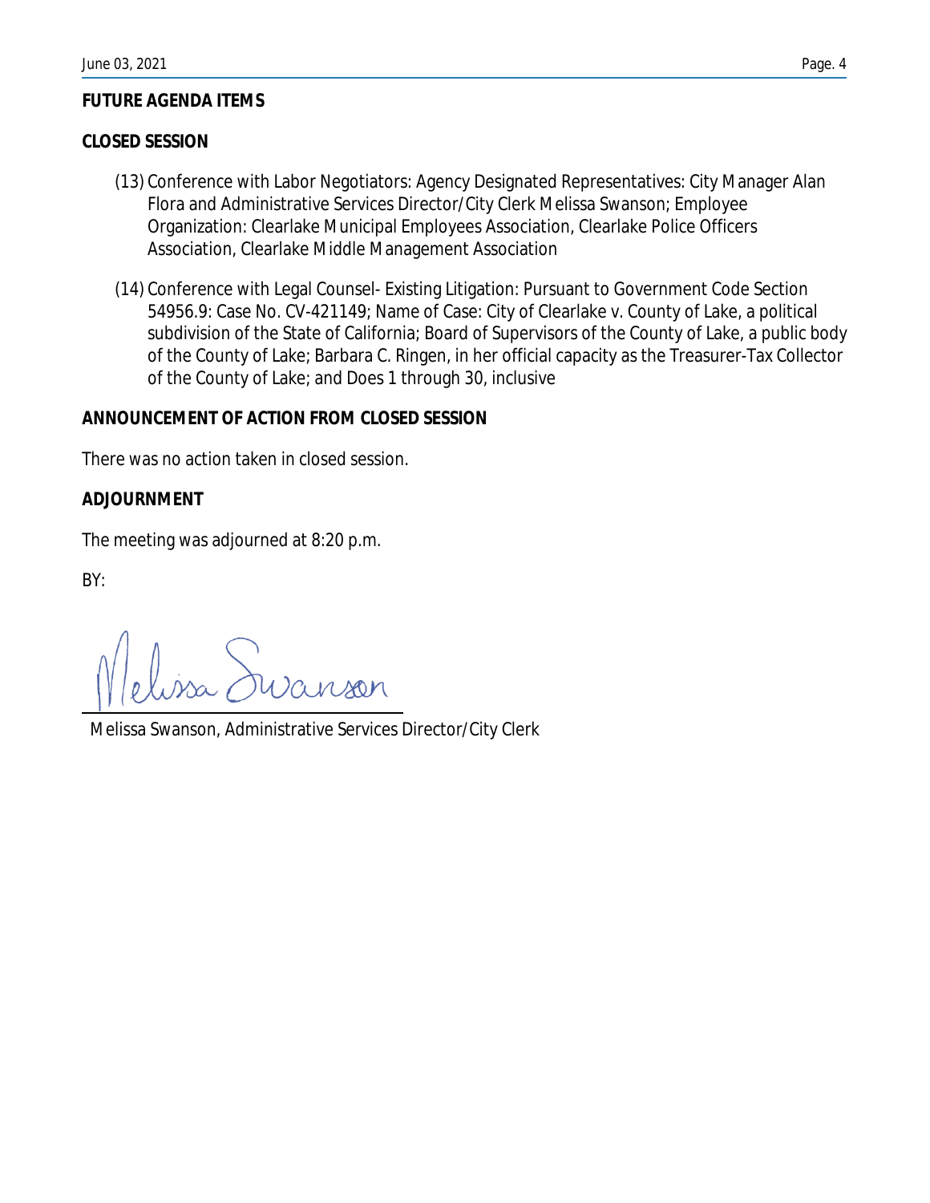**FUTURE AGENDA ITEMS**

**CLOSED SESSION**

(13) Conference with Labor Negotiators: Agency Designated Representatives: City Manager Alan Flora and Administrative Services Director/City Clerk Melissa Swanson; Employee Organization: Clearlake Municipal Employees Association, Clearlake Police Officers Association, Clearlake Middle Management Association

(14) Conference with Legal Counsel- Existing Litigation: Pursuant to Government Code Section 54956.9: Case No. CV-421149; Name of Case: City of Clearlake v. County of Lake, a political subdivision of the State of California; Board of Supervisors of the County of Lake, a public body of the County of Lake; Barbara C. Ringen, in her official capacity as the Treasurer-Tax Collector of the County of Lake; and Does 1 through 30, inclusive

**ANNOUNCEMENT OF ACTION FROM CLOSED SESSION**

There was no action taken in closed session.

**ADJOURNMENT**

The meeting was adjourned at 8:20 p.m.

BY:

Melissa Swanson

Melissa Swanson, Administrative Services Director/City Clerk